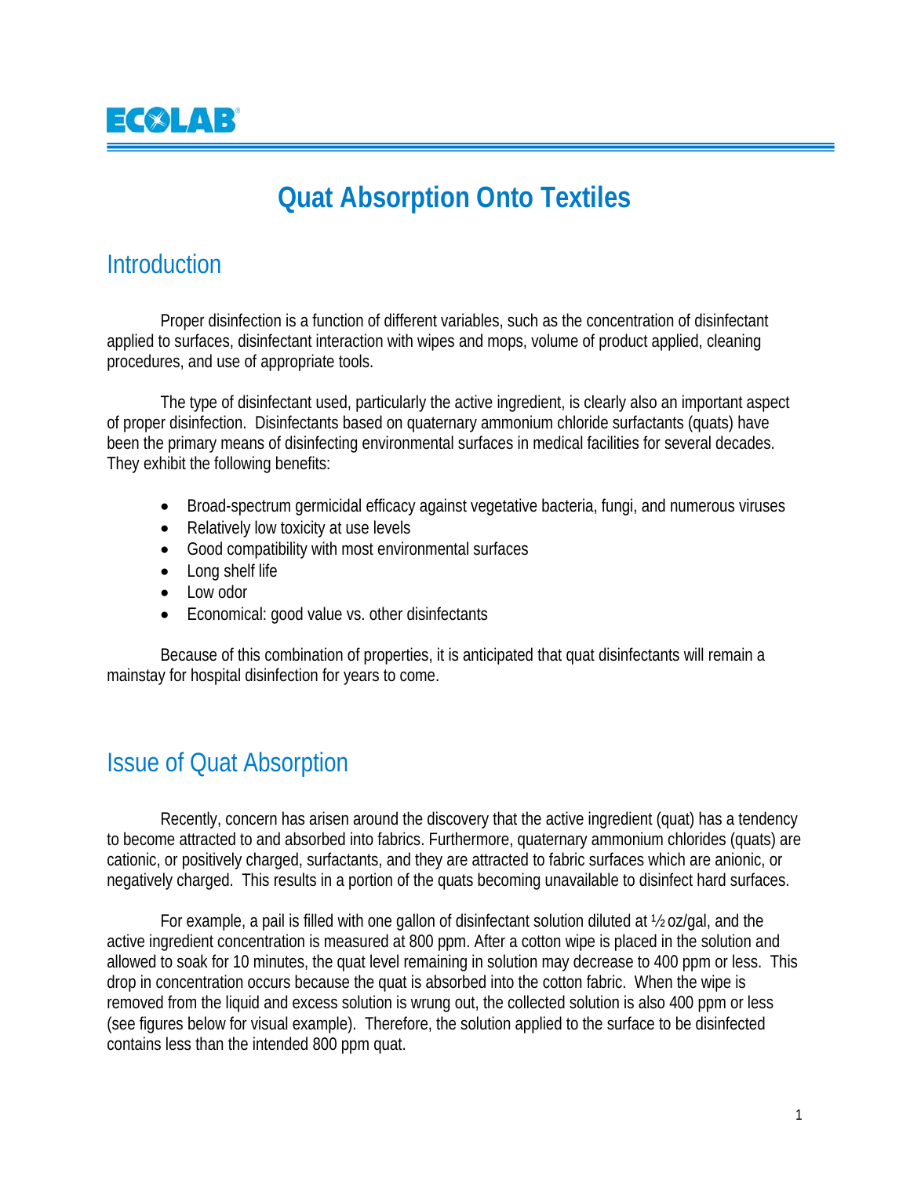ECOLAB

# Quat Absorption Onto Textiles

## Introduction

Proper disinfection is a function of different variables, such as the concentration of disinfectant applied to surfaces, disinfectant interaction with wipes and mops, volume of product applied, cleaning procedures, and use of appropriate tools.

The type of disinfectant used, particularly the active ingredient, is clearly also an important aspect of proper disinfection. Disinfectants based on quaternary ammonium chloride surfactants (quats) have been the primary means of disinfecting environmental surfaces in medical facilities for several decades. They exhibit the following benefits:

- Broad-spectrum germicidal efficacy against vegetative bacteria, fungi, and numerous viruses
- Relatively low toxicity at use levels
- Good compatibility with most environmental surfaces
- Long shelf life
- Low odor
- Economical: good value vs. other disinfectants

Because of this combination of properties, it is anticipated that quat disinfectants will remain a mainstay for hospital disinfection for years to come.

## Issue of Quat Absorption

Recently, concern has arisen around the discovery that the active ingredient (quat) has a tendency to become attracted to and absorbed into fabrics. Furthermore, quaternary ammonium chlorides (quats) are cationic, or positively charged, surfactants, and they are attracted to fabric surfaces which are anionic, or negatively charged. This results in a portion of the quats becoming unavailable to disinfect hard surfaces.

For example, a pail is filled with one gallon of disinfectant solution diluted at ½ oz/gal, and the active ingredient concentration is measured at 800 ppm. After a cotton wipe is placed in the solution and allowed to soak for 10 minutes, the quat level remaining in solution may decrease to 400 ppm or less. This drop in concentration occurs because the quat is absorbed into the cotton fabric. When the wipe is removed from the liquid and excess solution is wrung out, the collected solution is also 400 ppm or less (see figures below for visual example). Therefore, the solution applied to the surface to be disinfected contains less than the intended 800 ppm quat.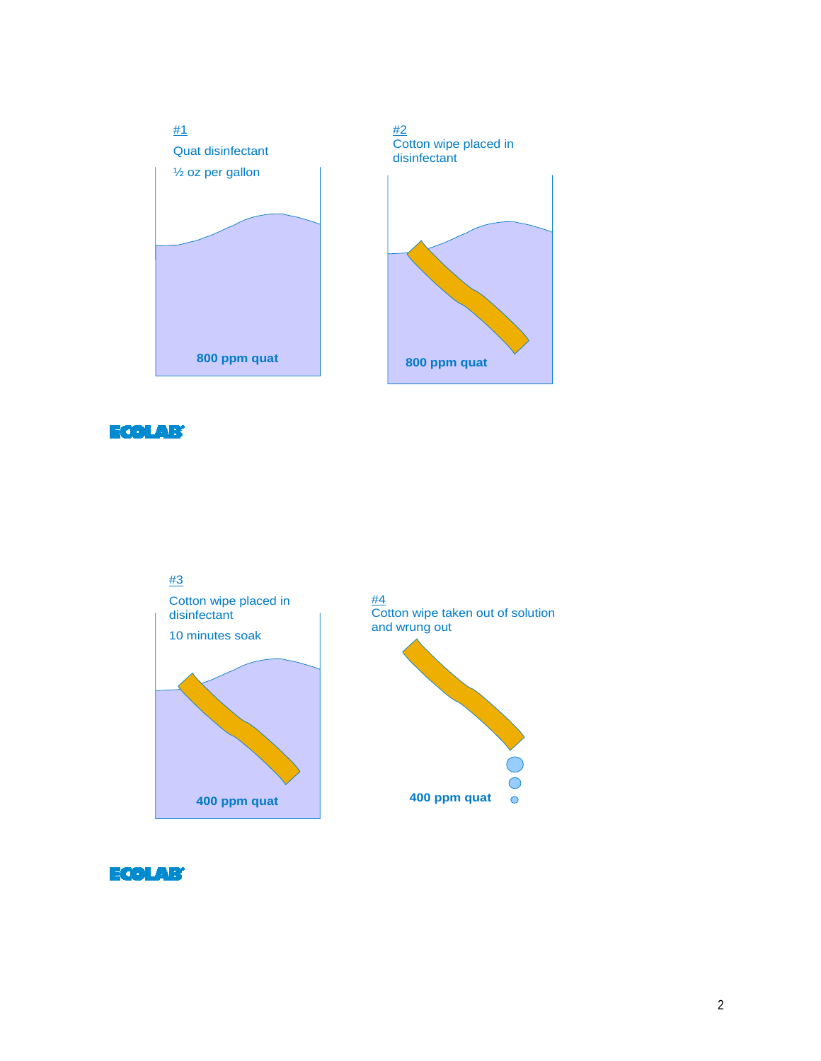#1

Quat disinfectant

½ oz per gallon

800 ppm quat

#2

Cotton wipe placed in disinfectant

800 ppm quat

ECOLAB

#3

Cotton wipe placed in disinfectant

10 minutes soak

400 ppm quat

#4

Cotton wipe taken out of solution and wrung out

400 ppm quat

ECOLAB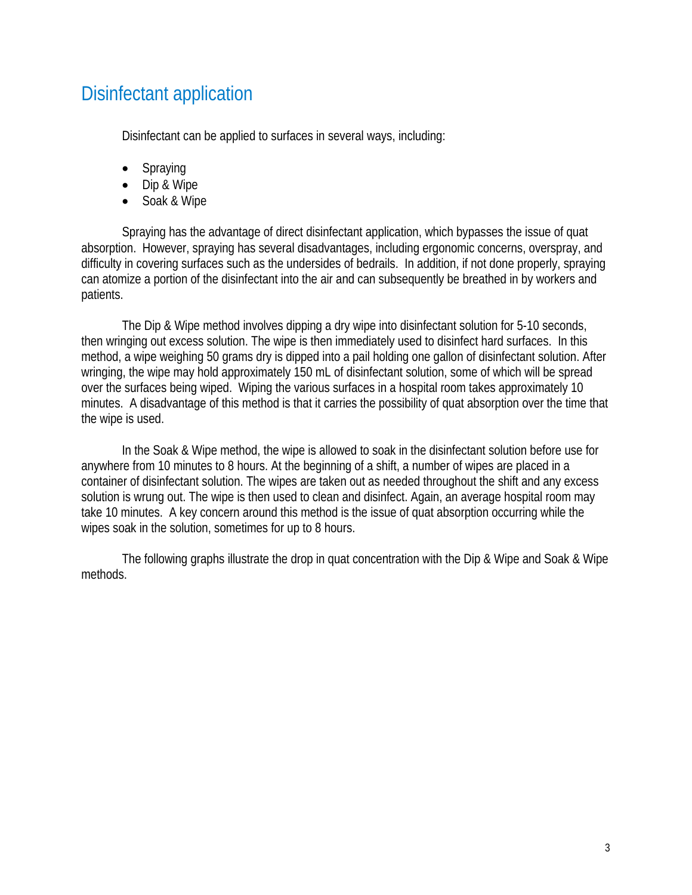## Disinfectant application

Disinfectant can be applied to surfaces in several ways, including:

- Spraying
- Dip & Wipe
- Soak & Wipe

Spraying has the advantage of direct disinfectant application, which bypasses the issue of quat absorption. However, spraying has several disadvantages, including ergonomic concerns, overspray, and difficulty in covering surfaces such as the undersides of bedrails. In addition, if not done properly, spraying can atomize a portion of the disinfectant into the air and can subsequently be breathed in by workers and patients.

The Dip & Wipe method involves dipping a dry wipe into disinfectant solution for 5-10 seconds, then wringing out excess solution. The wipe is then immediately used to disinfect hard surfaces. In this method, a wipe weighing 50 grams dry is dipped into a pail holding one gallon of disinfectant solution. After wringing, the wipe may hold approximately 150 mL of disinfectant solution, some of which will be spread over the surfaces being wiped. Wiping the various surfaces in a hospital room takes approximately 10 minutes. A disadvantage of this method is that it carries the possibility of quat absorption over the time that the wipe is used.

In the Soak & Wipe method, the wipe is allowed to soak in the disinfectant solution before use for anywhere from 10 minutes to 8 hours. At the beginning of a shift, a number of wipes are placed in a container of disinfectant solution. The wipes are taken out as needed throughout the shift and any excess solution is wrung out. The wipe is then used to clean and disinfect. Again, an average hospital room may take 10 minutes. A key concern around this method is the issue of quat absorption occurring while the wipes soak in the solution, sometimes for up to 8 hours.

The following graphs illustrate the drop in quat concentration with the Dip & Wipe and Soak & Wipe methods.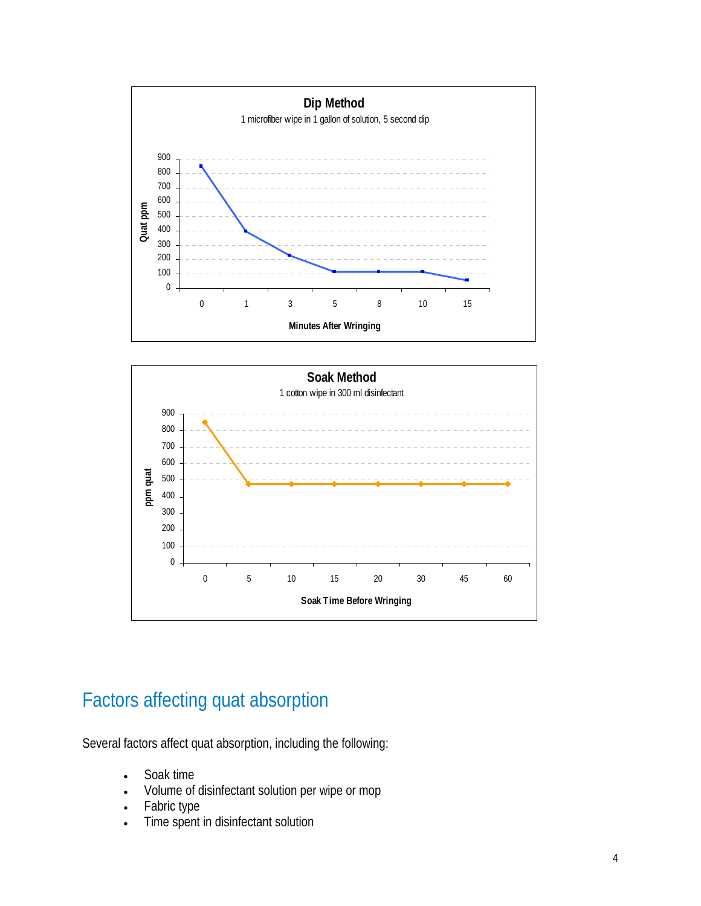Dip Method

1 microfiber wipe in 1 gallon of solution, 5 second dip

Quat ppm

900
800
700
600
500
400
300
200
100
0

0 1 3 5 8 10 15

Minutes After Wringing

Soak Method

1 cotton wipe in 300 ml disinfectant

ppm quat

900
800
700
600
500
400
300
200
100
0

0 5 10 15 20 30 45 60

Soak Time Before Wringing

## Factors affecting quat absorption

Several factors affect quat absorption, including the following:

- Soak time
- Volume of disinfectant solution per wipe or mop
- Fabric type
- Time spent in disinfectant solution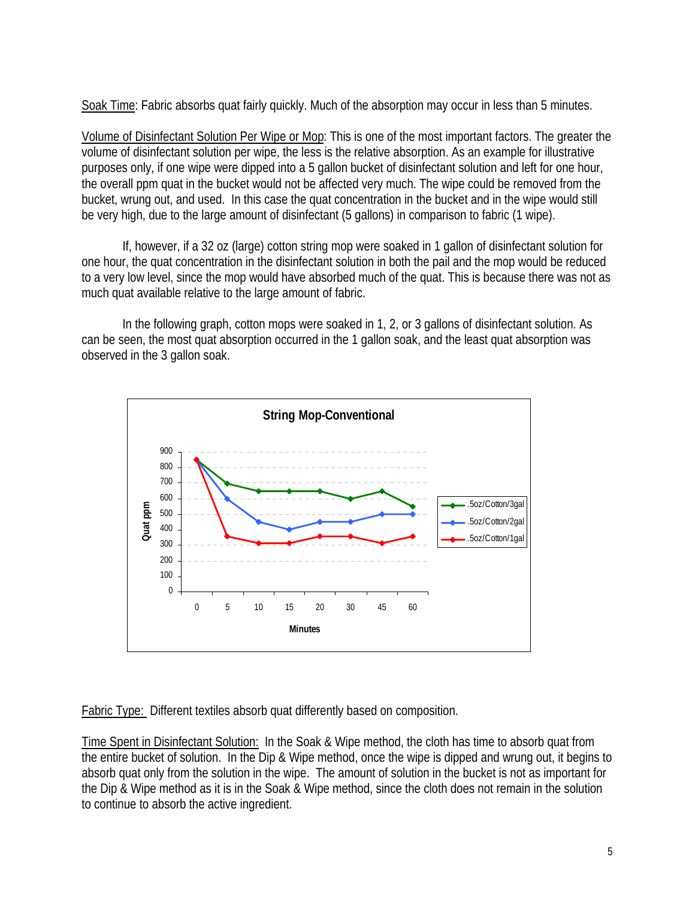Soak Time: Fabric absorbs quat fairly quickly. Much of the absorption may occur in less than 5 minutes.

Volume of Disinfectant Solution Per Wipe or Mop: This is one of the most important factors. The greater the volume of disinfectant solution per wipe, the less is the relative absorption. As an example for illustrative purposes only, if one wipe were dipped into a 5 gallon bucket of disinfectant solution and left for one hour, the overall ppm quat in the bucket would not be affected very much. The wipe could be removed from the bucket, wrung out, and used. In this case the quat concentration in the bucket and in the wipe would still be very high, due to the large amount of disinfectant (5 gallons) in comparison to fabric (1 wipe).

If, however, if a 32 oz (large) cotton string mop were soaked in 1 gallon of disinfectant solution for one hour, the quat concentration in the disinfectant solution in both the pail and the mop would be reduced to a very low level, since the mop would have absorbed much of the quat. This is because there was not as much quat available relative to the large amount of fabric.

In the following graph, cotton mops were soaked in 1, 2, or 3 gallons of disinfectant solution. As can be seen, the most quat absorption occurred in the 1 gallon soak, and the least quat absorption was observed in the 3 gallon soak.

String Mop-Conventional

Quat ppm

900
800
700
600
500
400
300
200
100
0

0 5 10 15 20 30 45 60

Minutes

.5oz/Cotton/3gal
.5oz/Cotton/2gal
.5oz/Cotton/1gal

Fabric Type: Different textiles absorb quat differently based on composition.

Time Spent in Disinfectant Solution: In the Soak & Wipe method, the cloth has time to absorb quat from the entire bucket of solution. In the Dip & Wipe method, once the wipe is dipped and wrung out, it begins to absorb quat only from the solution in the wipe. The amount of solution in the bucket is not as important for the Dip & Wipe method as it is in the Soak & Wipe method, since the cloth does not remain in the solution to continue to absorb the active ingredient.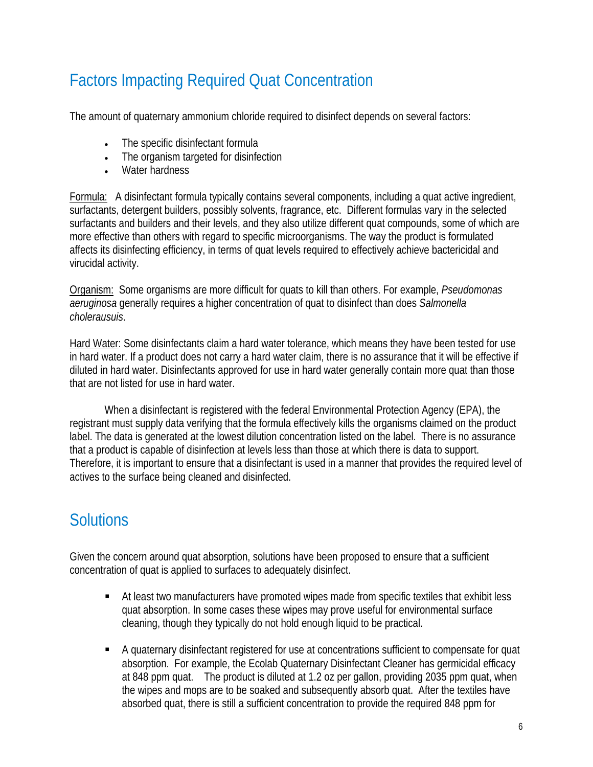## Factors Impacting Required Quat Concentration

The amount of quaternary ammonium chloride required to disinfect depends on several factors:

- The specific disinfectant formula
- The organism targeted for disinfection
- Water hardness

Formula: A disinfectant formula typically contains several components, including a quat active ingredient, surfactants, detergent builders, possibly solvents, fragrance, etc. Different formulas vary in the selected surfactants and builders and their levels, and they also utilize different quat compounds, some of which are more effective than others with regard to specific microorganisms. The way the product is formulated affects its disinfecting efficiency, in terms of quat levels required to effectively achieve bactericidal and virucidal activity.

Organism: Some organisms are more difficult for quats to kill than others. For example, *Pseudomonas aeruginosa* generally requires a higher concentration of quat to disinfect than does *Salmonella cholerausuis*.

Hard Water: Some disinfectants claim a hard water tolerance, which means they have been tested for use in hard water. If a product does not carry a hard water claim, there is no assurance that it will be effective if diluted in hard water. Disinfectants approved for use in hard water generally contain more quat than those that are not listed for use in hard water.

When a disinfectant is registered with the federal Environmental Protection Agency (EPA), the registrant must supply data verifying that the formula effectively kills the organisms claimed on the product label. The data is generated at the lowest dilution concentration listed on the label. There is no assurance that a product is capable of disinfection at levels less than those at which there is data to support. Therefore, it is important to ensure that a disinfectant is used in a manner that provides the required level of actives to the surface being cleaned and disinfected.

## Solutions

Given the concern around quat absorption, solutions have been proposed to ensure that a sufficient concentration of quat is applied to surfaces to adequately disinfect.

- At least two manufacturers have promoted wipes made from specific textiles that exhibit less quat absorption. In some cases these wipes may prove useful for environmental surface cleaning, though they typically do not hold enough liquid to be practical.

- A quaternary disinfectant registered for use at concentrations sufficient to compensate for quat absorption. For example, the Ecolab Quaternary Disinfectant Cleaner has germicidal efficacy at 848 ppm quat. The product is diluted at 1.2 oz per gallon, providing 2035 ppm quat, when the wipes and mops are to be soaked and subsequently absorb quat. After the textiles have absorbed quat, there is still a sufficient concentration to provide the required 848 ppm for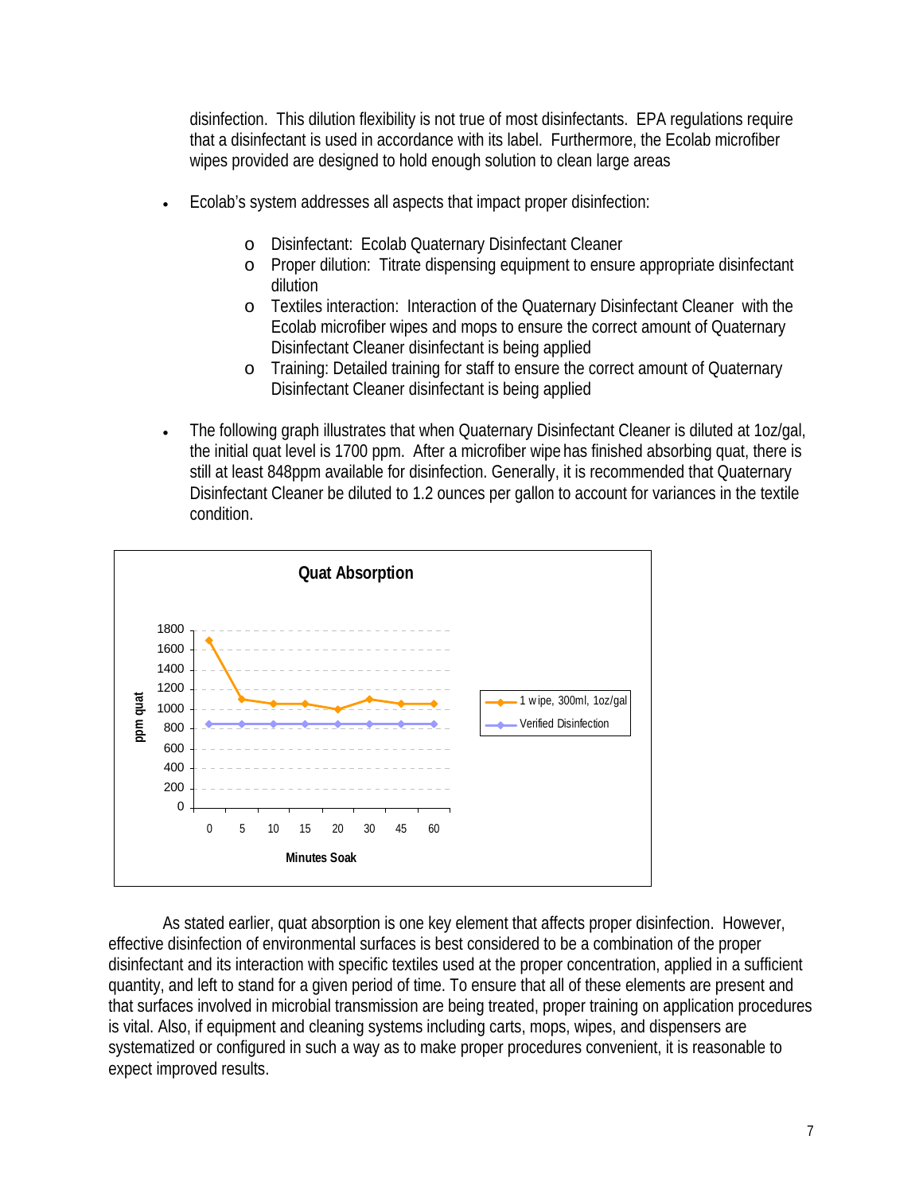disinfection. This dilution flexibility is not true of most disinfectants. EPA regulations require that a disinfectant is used in accordance with its label. Furthermore, the Ecolab microfiber wipes provided are designed to hold enough solution to clean large areas

- Ecolab's system addresses all aspects that impact proper disinfection:
  - Disinfectant: Ecolab Quaternary Disinfectant Cleaner
  - Proper dilution: Titrate dispensing equipment to ensure appropriate disinfectant dilution
  - Textiles interaction: Interaction of the Quaternary Disinfectant Cleaner with the Ecolab microfiber wipes and mops to ensure the correct amount of Quaternary Disinfectant Cleaner disinfectant is being applied
  - Training: Detailed training for staff to ensure the correct amount of Quaternary Disinfectant Cleaner disinfectant is being applied
- The following graph illustrates that when Quaternary Disinfectant Cleaner is diluted at 1oz/gal, the initial quat level is 1700 ppm. After a microfiber wipe has finished absorbing quat, there is still at least 848ppm available for disinfection. Generally, it is recommended that Quaternary Disinfectant Cleaner be diluted to 1.2 ounces per gallon to account for variances in the textile condition.

Quat Absorption

ppm quat

1800
1600
1400
1200
1000
800
600
400
200
0

0 5 10 15 20 30 45 60

Minutes Soak

1 wipe, 300ml, 1oz/gal

Verified Disinfection

As stated earlier, quat absorption is one key element that affects proper disinfection. However, effective disinfection of environmental surfaces is best considered to be a combination of the proper disinfectant and its interaction with specific textiles used at the proper concentration, applied in a sufficient quantity, and left to stand for a given period of time. To ensure that all of these elements are present and that surfaces involved in microbial transmission are being treated, proper training on application procedures is vital. Also, if equipment and cleaning systems including carts, mops, wipes, and dispensers are systematized or configured in such a way as to make proper procedures convenient, it is reasonable to expect improved results.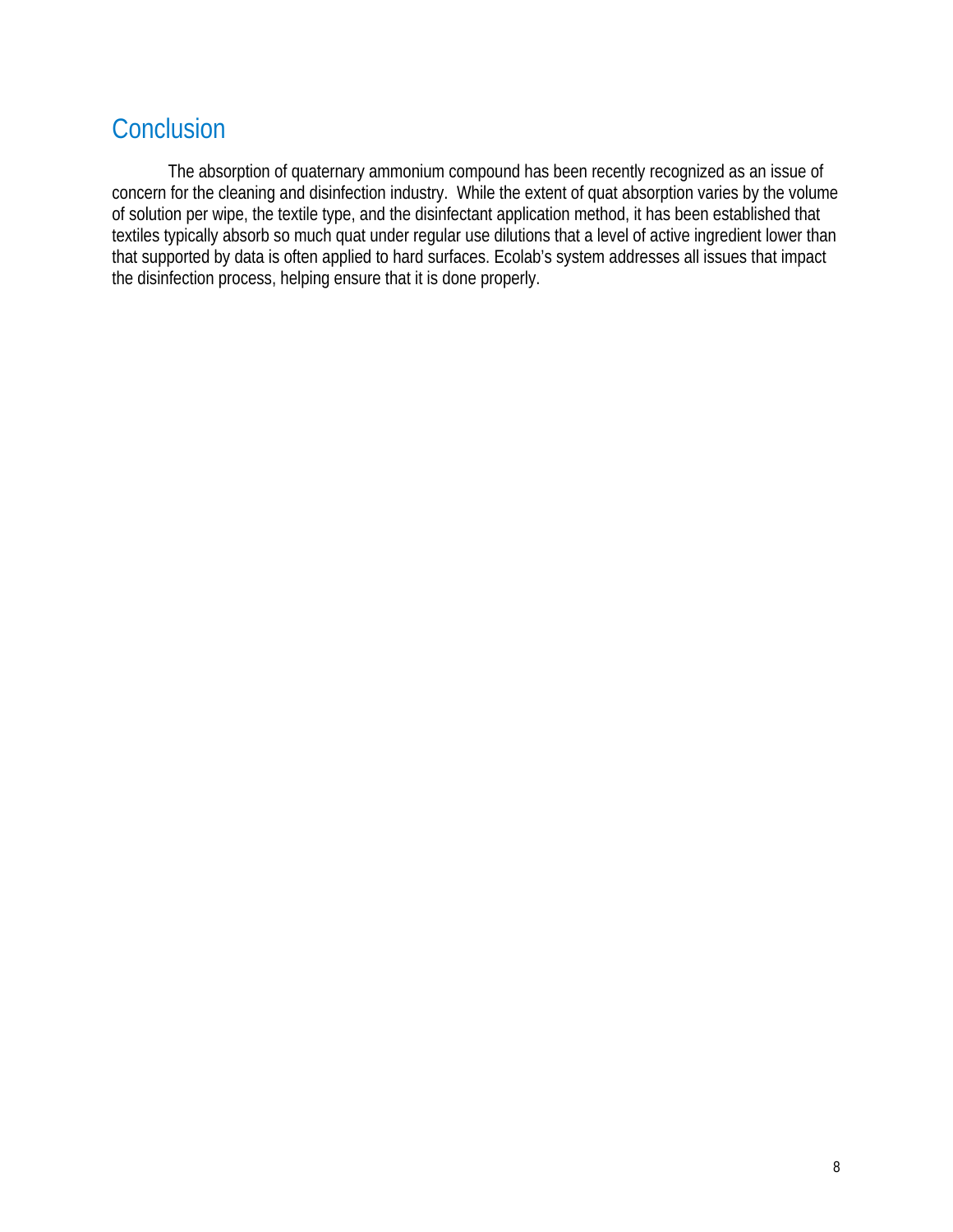## Conclusion

The absorption of quaternary ammonium compound has been recently recognized as an issue of concern for the cleaning and disinfection industry.  While the extent of quat absorption varies by the volume of solution per wipe, the textile type, and the disinfectant application method, it has been established that textiles typically absorb so much quat under regular use dilutions that a level of active ingredient lower than that supported by data is often applied to hard surfaces. Ecolab's system addresses all issues that impact the disinfection process, helping ensure that it is done properly.